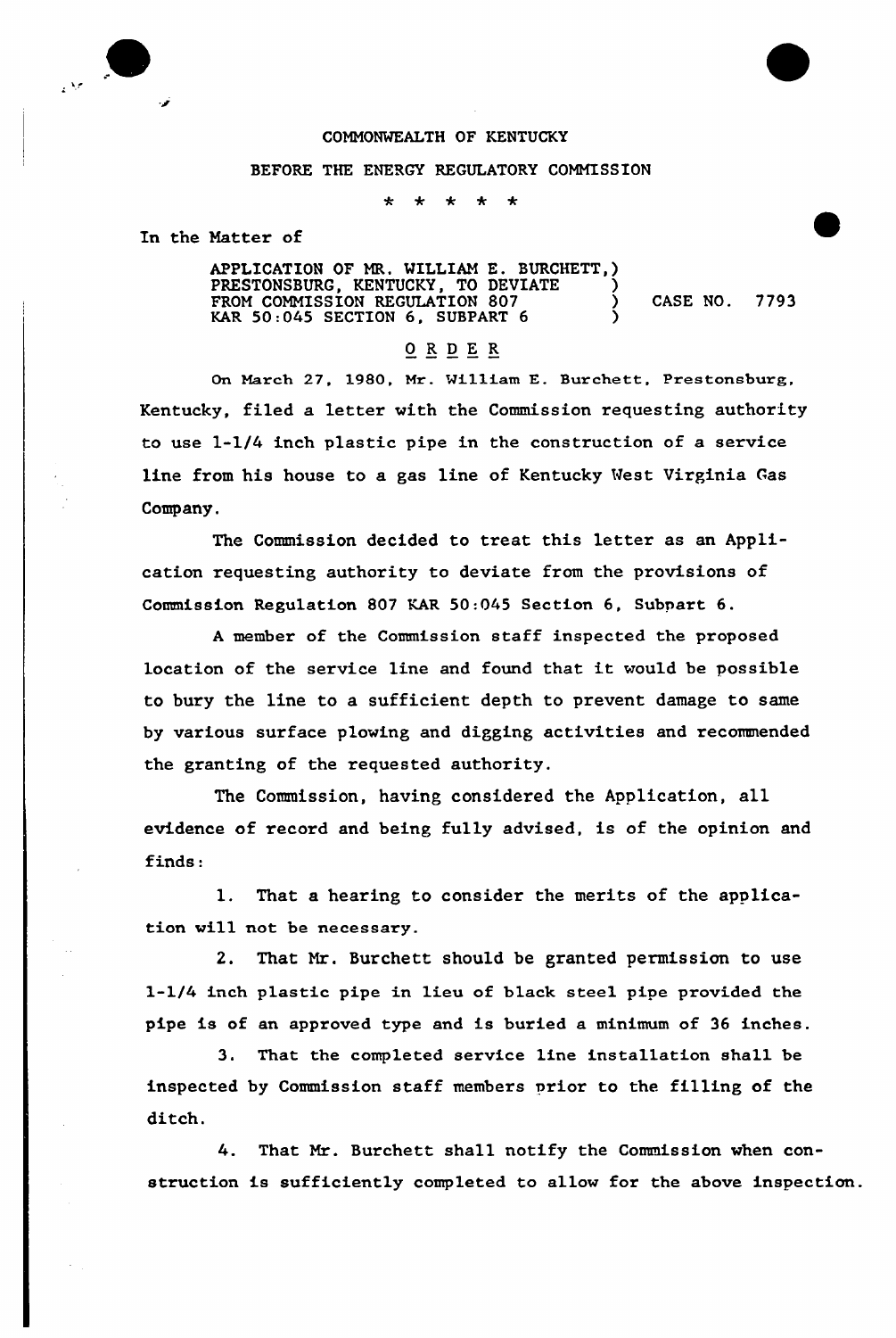COMMONWEALTH OF KENTUCKY

BEFORE THE ENERGY REGULATORY COMMISSION

\* \* \* \* \*

In the Matter of

APPLICATION OF MR. WILLIAM E. BURCHETT, PRESTONSBURG, KENTUCKY, TO DEVIATE FROM COMMISSION REGULATION 807 KAR 50:045 SECTION 6, SUBPART 6 ) CASE NO. 7793

## O R D E R

On March 27, 1980, Mr. William E. Burchett, Prestonsburg, Kentucky, filed a letter with the Commission requesting authority to use 1-1/4 inch plastic pipe in the construction of a service line from his house to a gas line of Kentucky West Virginia Gas Company.

The Commission decided to treat this letter as an Application requesting authority to deviate from the provisions of Commission Regulation 807 KAR 50:045 Section 6, Subpart 6.

A member of the Commission staff inspected the proposed location of the service line and found that it would be possible to bury the line to a sufficient depth to prevent damage to same by various surface plowing and digging activities and recommended the granting of the requested authority.

The Commission, having considered the Application, all evidence of record and being fully advised, is of the opinion and finds:

1. That a hearing to consider the merits of the application will not be necessary.

2. That Mr. Burchett should be granted permission to use 1-1/4 inch plastic pipe in lieu of black steel pipe provided the pipe is of an approved type and is buried a minimum of 36 inches.

3. That the completed service line installation shall be inspected by Commission staff members prior to the filling of the ditch.

4. That Mr. Burchett shall notify the Commission when construction is sufficiently completed to allow for the above inspection.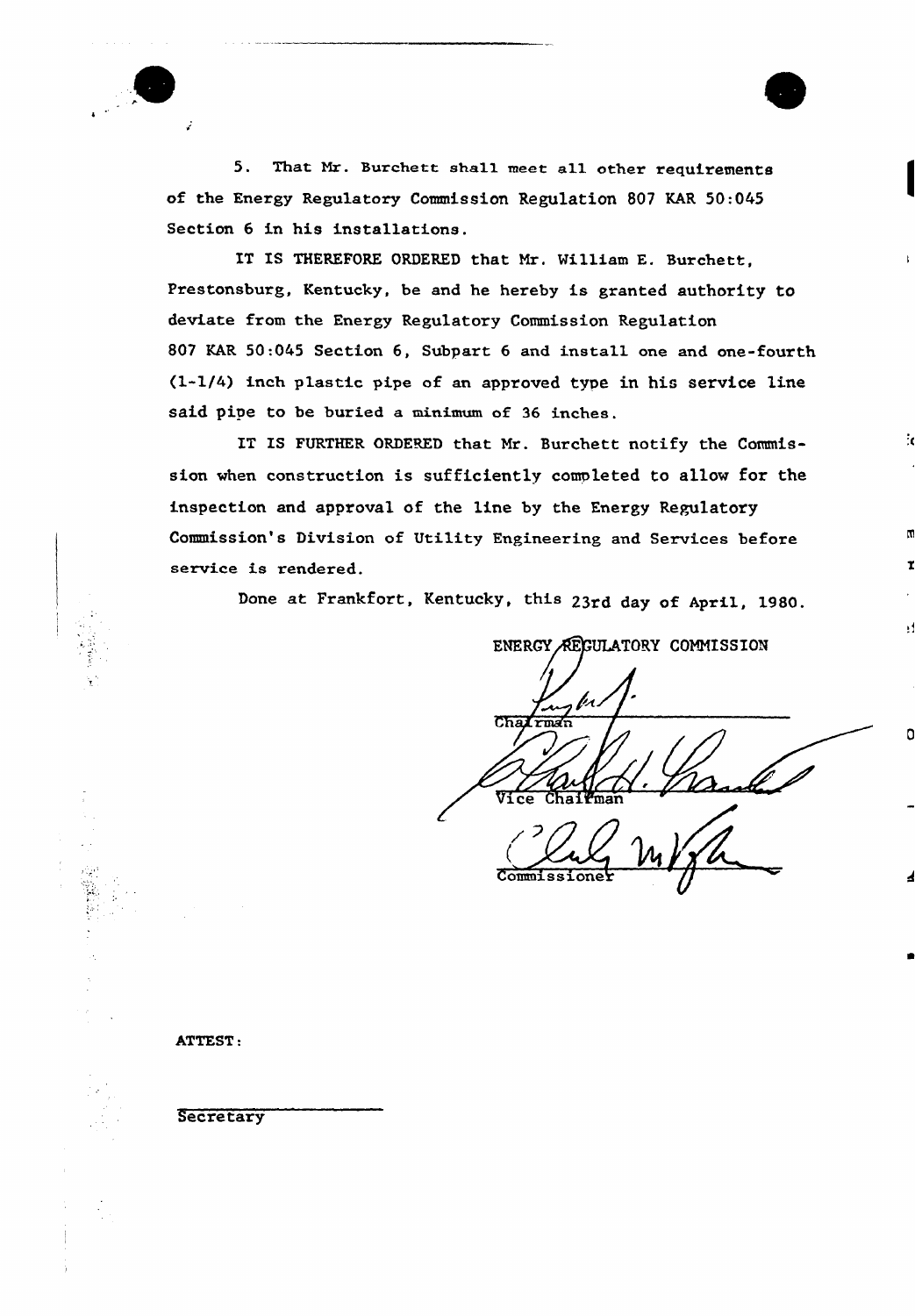5. That Mr. Burchett shall meet all other requirements of the Energy Regulatory Commission Regulation 807 KAR 50:045 Section 6 in his installations.

IT IS THEREFORE ORDERED that Mr. William E. Burchett, Prestonsburg, Kentucky, be and he hereby is granted authority to deviate from the Energy Regulatory Commission Regulation 807 KAR 50:045 Section 6, Subpart 6 and install one and one-fourth (1-1/4) inch plastic pipe of an approved type in his service line said pipe to be buried a minimum of 36 inches.

IT IS FURTHER ORDERED that Mr. Burchett notify the Commission when construction is sufficiently completed to allow for the inspection and approval of the line by the Energy Regulatory Commission's Division of Utility Engineering and Services before service is rendered.

Done at Frankfort, Kentucky, this 23rd day of April, 1980.

ENERGY REGULATORY COMMISSION

Chairman

Vice Chairman

Commissioner

ATTEST:

Secretary